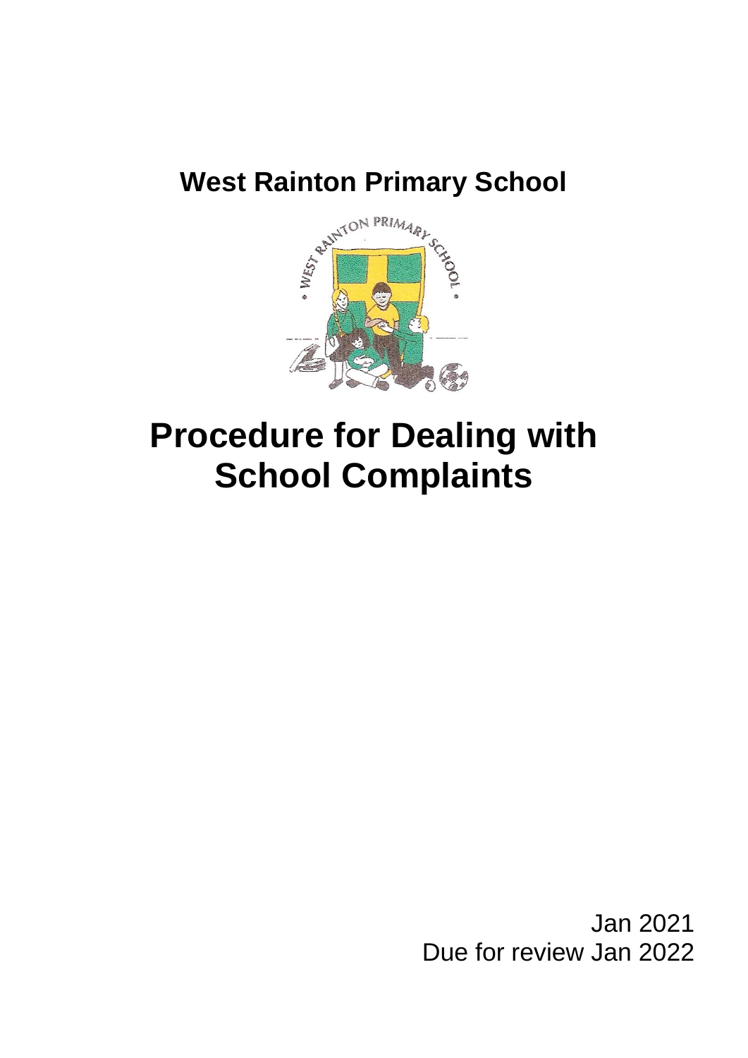# West Rainton Primary School

# Procedure for Dealing with School Complaints

Jan 2021
Due for review Jan 2022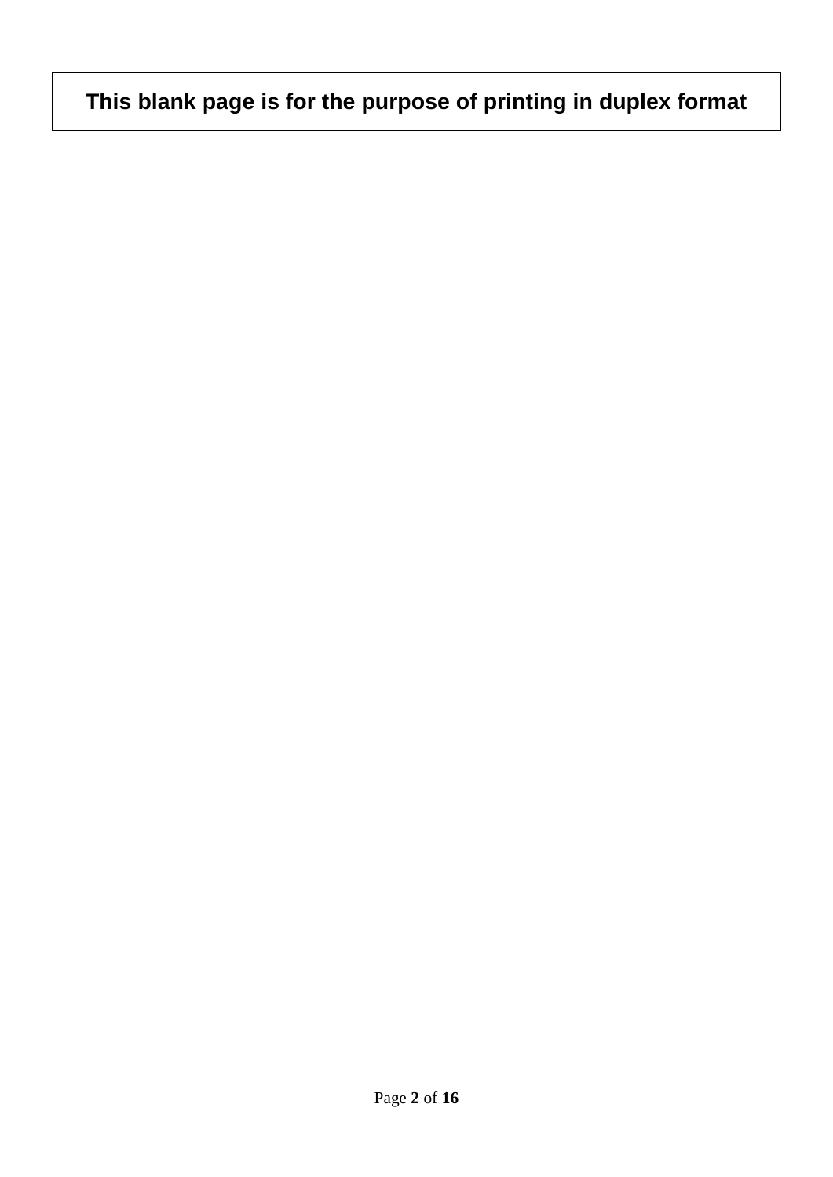**This blank page is for the purpose of printing in duplex format**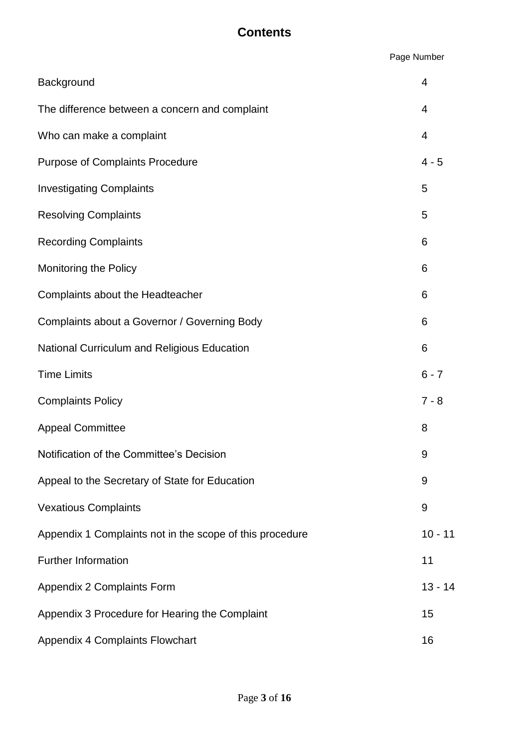# Contents

| | Page Number |
|---|---|
| Background | 4 |
| The difference between a concern and complaint | 4 |
| Who can make a complaint | 4 |
| Purpose of Complaints Procedure | 4 - 5 |
| Investigating Complaints | 5 |
| Resolving Complaints | 5 |
| Recording Complaints | 6 |
| Monitoring the Policy | 6 |
| Complaints about the Headteacher | 6 |
| Complaints about a Governor / Governing Body | 6 |
| National Curriculum and Religious Education | 6 |
| Time Limits | 6 - 7 |
| Complaints Policy | 7 - 8 |
| Appeal Committee | 8 |
| Notification of the Committee's Decision | 9 |
| Appeal to the Secretary of State for Education | 9 |
| Vexatious Complaints | 9 |
| Appendix 1 Complaints not in the scope of this procedure | 10 - 11 |
| Further Information | 11 |
| Appendix 2 Complaints Form | 13 - 14 |
| Appendix 3 Procedure for Hearing the Complaint | 15 |
| Appendix 4 Complaints Flowchart | 16 |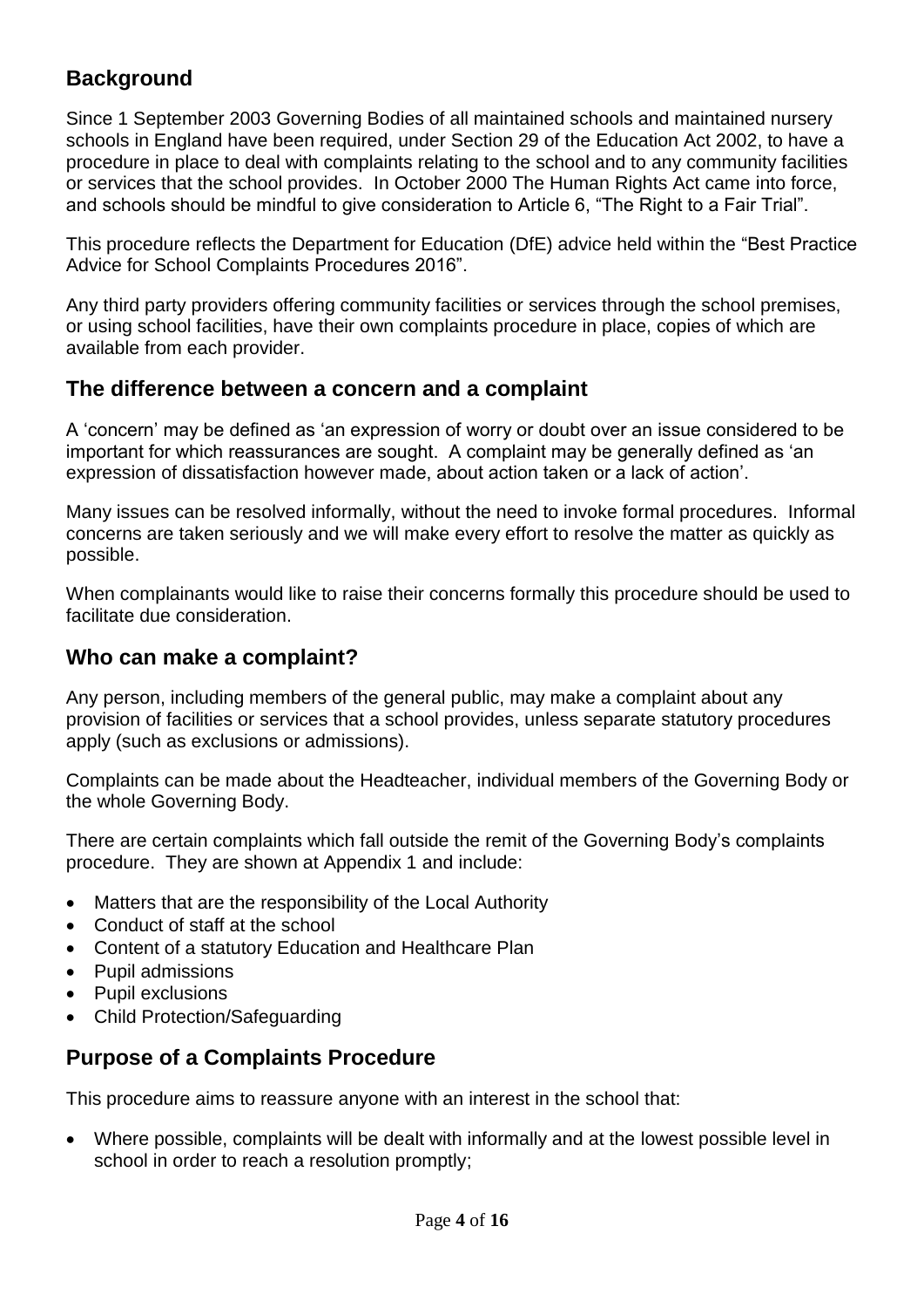## Background

Since 1 September 2003 Governing Bodies of all maintained schools and maintained nursery schools in England have been required, under Section 29 of the Education Act 2002, to have a procedure in place to deal with complaints relating to the school and to any community facilities or services that the school provides. In October 2000 The Human Rights Act came into force, and schools should be mindful to give consideration to Article 6, "The Right to a Fair Trial".

This procedure reflects the Department for Education (DfE) advice held within the "Best Practice Advice for School Complaints Procedures 2016".

Any third party providers offering community facilities or services through the school premises, or using school facilities, have their own complaints procedure in place, copies of which are available from each provider.

## The difference between a concern and a complaint

A 'concern' may be defined as 'an expression of worry or doubt over an issue considered to be important for which reassurances are sought. A complaint may be generally defined as 'an expression of dissatisfaction however made, about action taken or a lack of action'.

Many issues can be resolved informally, without the need to invoke formal procedures. Informal concerns are taken seriously and we will make every effort to resolve the matter as quickly as possible.

When complainants would like to raise their concerns formally this procedure should be used to facilitate due consideration.

## Who can make a complaint?

Any person, including members of the general public, may make a complaint about any provision of facilities or services that a school provides, unless separate statutory procedures apply (such as exclusions or admissions).

Complaints can be made about the Headteacher, individual members of the Governing Body or the whole Governing Body.

There are certain complaints which fall outside the remit of the Governing Body's complaints procedure. They are shown at Appendix 1 and include:

- Matters that are the responsibility of the Local Authority
- Conduct of staff at the school
- Content of a statutory Education and Healthcare Plan
- Pupil admissions
- Pupil exclusions
- Child Protection/Safeguarding

## Purpose of a Complaints Procedure

This procedure aims to reassure anyone with an interest in the school that:

- Where possible, complaints will be dealt with informally and at the lowest possible level in school in order to reach a resolution promptly;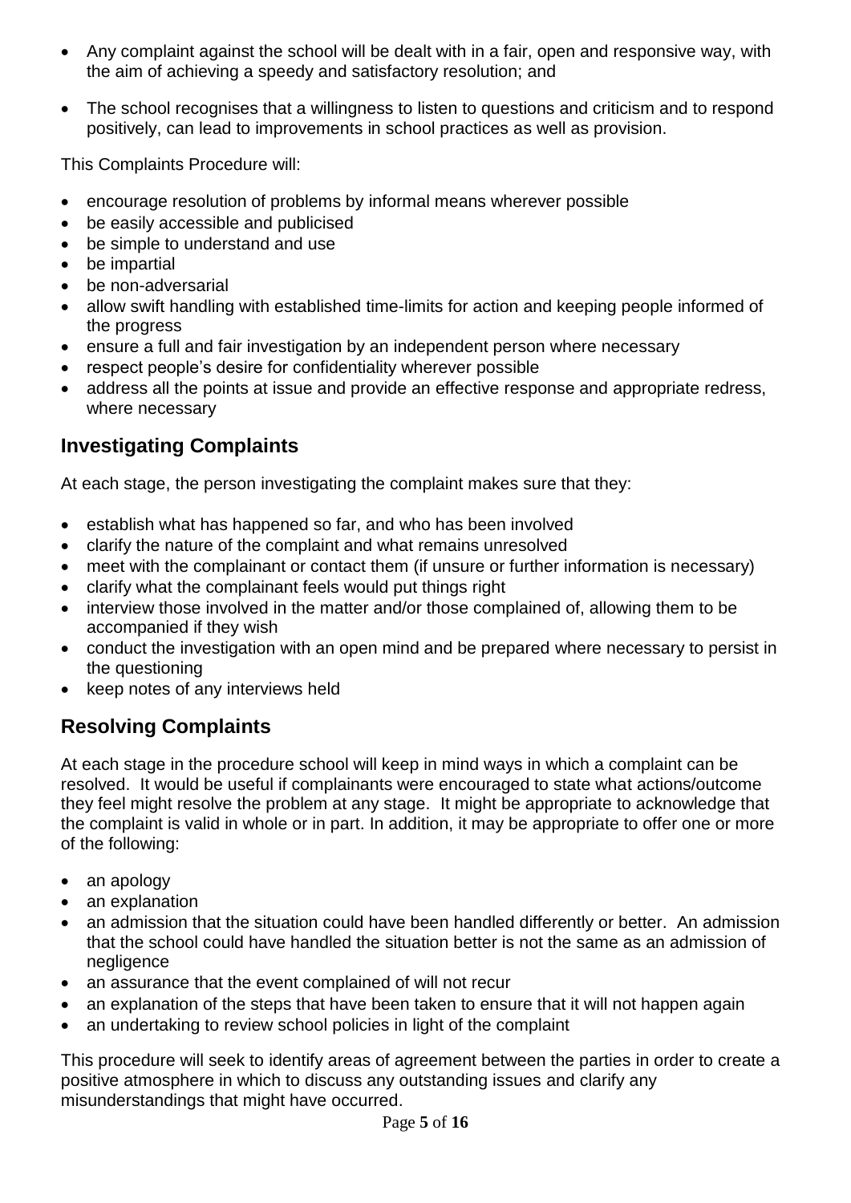- Any complaint against the school will be dealt with in a fair, open and responsive way, with the aim of achieving a speedy and satisfactory resolution; and
- The school recognises that a willingness to listen to questions and criticism and to respond positively, can lead to improvements in school practices as well as provision.

This Complaints Procedure will:

- encourage resolution of problems by informal means wherever possible
- be easily accessible and publicised
- be simple to understand and use
- be impartial
- be non-adversarial
- allow swift handling with established time-limits for action and keeping people informed of the progress
- ensure a full and fair investigation by an independent person where necessary
- respect people's desire for confidentiality wherever possible
- address all the points at issue and provide an effective response and appropriate redress, where necessary

## Investigating Complaints

At each stage, the person investigating the complaint makes sure that they:

- establish what has happened so far, and who has been involved
- clarify the nature of the complaint and what remains unresolved
- meet with the complainant or contact them (if unsure or further information is necessary)
- clarify what the complainant feels would put things right
- interview those involved in the matter and/or those complained of, allowing them to be accompanied if they wish
- conduct the investigation with an open mind and be prepared where necessary to persist in the questioning
- keep notes of any interviews held

## Resolving Complaints

At each stage in the procedure school will keep in mind ways in which a complaint can be resolved. It would be useful if complainants were encouraged to state what actions/outcome they feel might resolve the problem at any stage. It might be appropriate to acknowledge that the complaint is valid in whole or in part. In addition, it may be appropriate to offer one or more of the following:

- an apology
- an explanation
- an admission that the situation could have been handled differently or better. An admission that the school could have handled the situation better is not the same as an admission of negligence
- an assurance that the event complained of will not recur
- an explanation of the steps that have been taken to ensure that it will not happen again
- an undertaking to review school policies in light of the complaint

This procedure will seek to identify areas of agreement between the parties in order to create a positive atmosphere in which to discuss any outstanding issues and clarify any misunderstandings that might have occurred.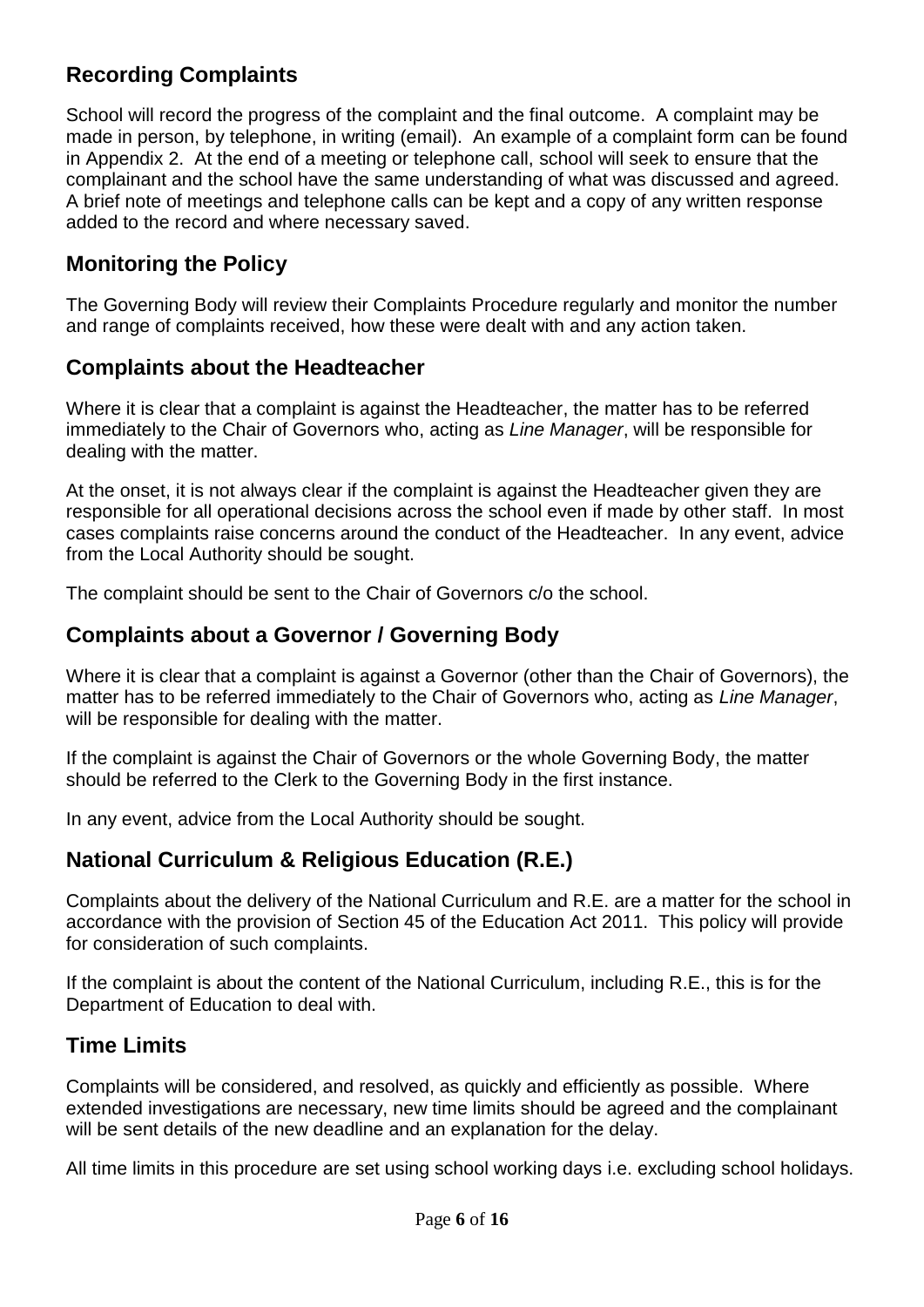## Recording Complaints

School will record the progress of the complaint and the final outcome. A complaint may be made in person, by telephone, in writing (email). An example of a complaint form can be found in Appendix 2. At the end of a meeting or telephone call, school will seek to ensure that the complainant and the school have the same understanding of what was discussed and agreed. A brief note of meetings and telephone calls can be kept and a copy of any written response added to the record and where necessary saved.

## Monitoring the Policy

The Governing Body will review their Complaints Procedure regularly and monitor the number and range of complaints received, how these were dealt with and any action taken.

## Complaints about the Headteacher

Where it is clear that a complaint is against the Headteacher, the matter has to be referred immediately to the Chair of Governors who, acting as *Line Manager*, will be responsible for dealing with the matter.

At the onset, it is not always clear if the complaint is against the Headteacher given they are responsible for all operational decisions across the school even if made by other staff. In most cases complaints raise concerns around the conduct of the Headteacher. In any event, advice from the Local Authority should be sought.

The complaint should be sent to the Chair of Governors c/o the school.

## Complaints about a Governor / Governing Body

Where it is clear that a complaint is against a Governor (other than the Chair of Governors), the matter has to be referred immediately to the Chair of Governors who, acting as *Line Manager*, will be responsible for dealing with the matter.

If the complaint is against the Chair of Governors or the whole Governing Body, the matter should be referred to the Clerk to the Governing Body in the first instance.

In any event, advice from the Local Authority should be sought.

## National Curriculum & Religious Education (R.E.)

Complaints about the delivery of the National Curriculum and R.E. are a matter for the school in accordance with the provision of Section 45 of the Education Act 2011. This policy will provide for consideration of such complaints.

If the complaint is about the content of the National Curriculum, including R.E., this is for the Department of Education to deal with.

## Time Limits

Complaints will be considered, and resolved, as quickly and efficiently as possible. Where extended investigations are necessary, new time limits should be agreed and the complainant will be sent details of the new deadline and an explanation for the delay.

All time limits in this procedure are set using school working days i.e. excluding school holidays.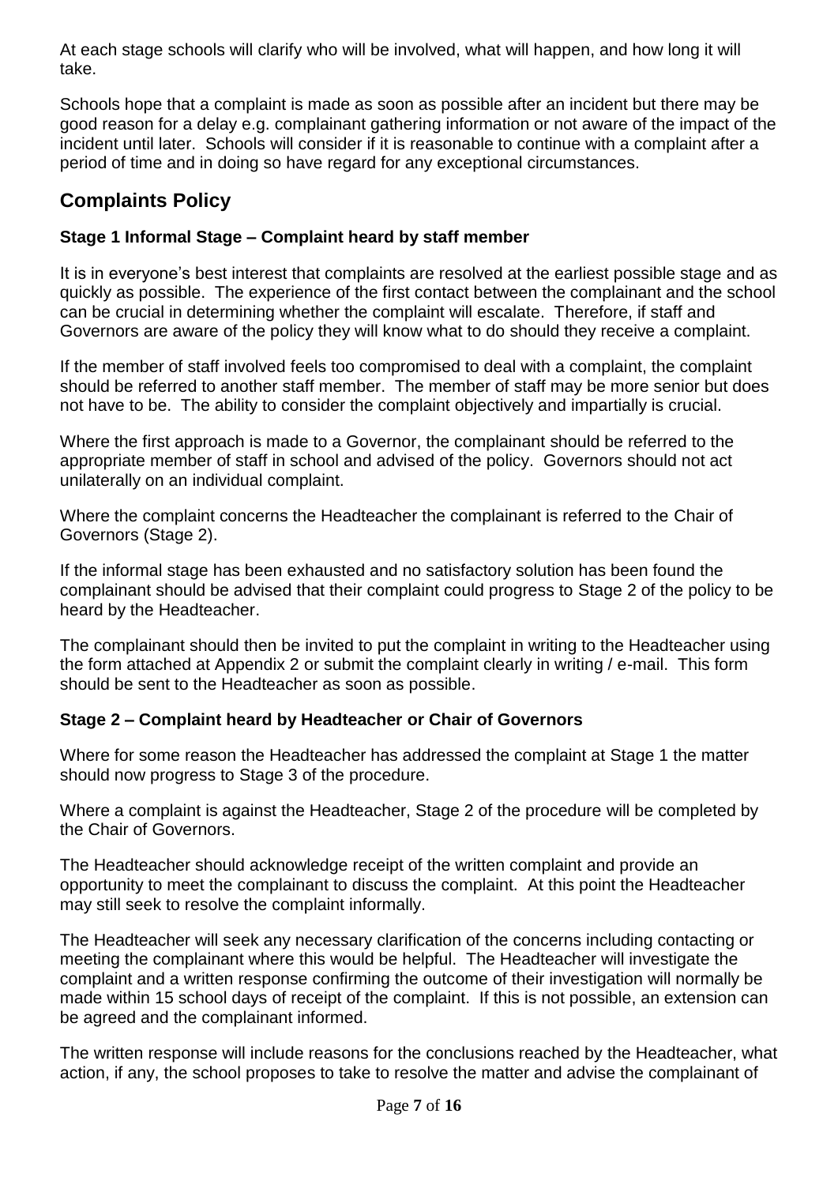At each stage schools will clarify who will be involved, what will happen, and how long it will take.

Schools hope that a complaint is made as soon as possible after an incident but there may be good reason for a delay e.g. complainant gathering information or not aware of the impact of the incident until later. Schools will consider if it is reasonable to continue with a complaint after a period of time and in doing so have regard for any exceptional circumstances.

## Complaints Policy

### Stage 1 Informal Stage – Complaint heard by staff member

It is in everyone's best interest that complaints are resolved at the earliest possible stage and as quickly as possible. The experience of the first contact between the complainant and the school can be crucial in determining whether the complaint will escalate. Therefore, if staff and Governors are aware of the policy they will know what to do should they receive a complaint.

If the member of staff involved feels too compromised to deal with a complaint, the complaint should be referred to another staff member. The member of staff may be more senior but does not have to be. The ability to consider the complaint objectively and impartially is crucial.

Where the first approach is made to a Governor, the complainant should be referred to the appropriate member of staff in school and advised of the policy. Governors should not act unilaterally on an individual complaint.

Where the complaint concerns the Headteacher the complainant is referred to the Chair of Governors (Stage 2).

If the informal stage has been exhausted and no satisfactory solution has been found the complainant should be advised that their complaint could progress to Stage 2 of the policy to be heard by the Headteacher.

The complainant should then be invited to put the complaint in writing to the Headteacher using the form attached at Appendix 2 or submit the complaint clearly in writing / e-mail. This form should be sent to the Headteacher as soon as possible.

### Stage 2 – Complaint heard by Headteacher or Chair of Governors

Where for some reason the Headteacher has addressed the complaint at Stage 1 the matter should now progress to Stage 3 of the procedure.

Where a complaint is against the Headteacher, Stage 2 of the procedure will be completed by the Chair of Governors.

The Headteacher should acknowledge receipt of the written complaint and provide an opportunity to meet the complainant to discuss the complaint. At this point the Headteacher may still seek to resolve the complaint informally.

The Headteacher will seek any necessary clarification of the concerns including contacting or meeting the complainant where this would be helpful. The Headteacher will investigate the complaint and a written response confirming the outcome of their investigation will normally be made within 15 school days of receipt of the complaint. If this is not possible, an extension can be agreed and the complainant informed.

The written response will include reasons for the conclusions reached by the Headteacher, what action, if any, the school proposes to take to resolve the matter and advise the complainant of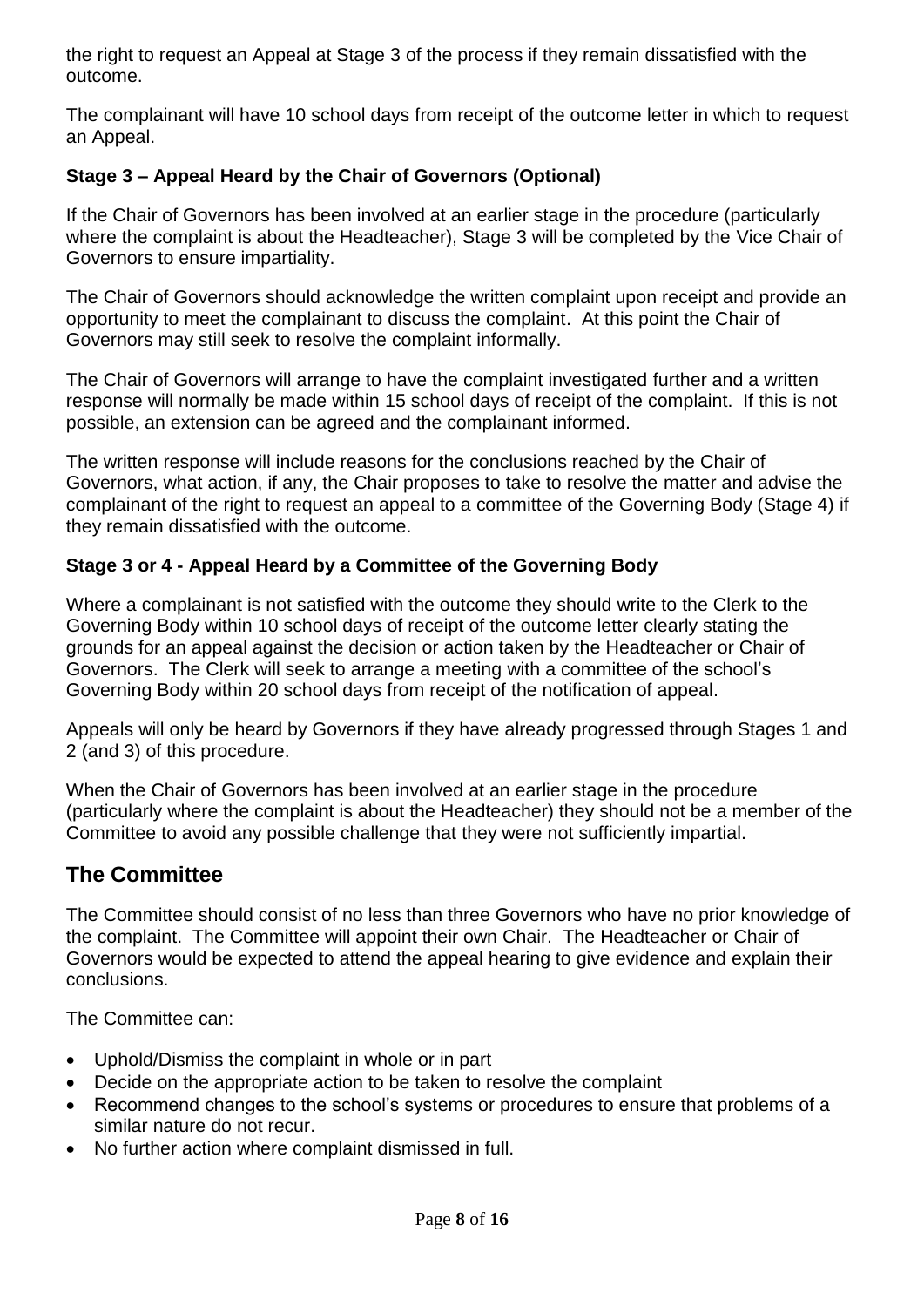the right to request an Appeal at Stage 3 of the process if they remain dissatisfied with the outcome.

The complainant will have 10 school days from receipt of the outcome letter in which to request an Appeal.

**Stage 3 – Appeal Heard by the Chair of Governors (Optional)**

If the Chair of Governors has been involved at an earlier stage in the procedure (particularly where the complaint is about the Headteacher), Stage 3 will be completed by the Vice Chair of Governors to ensure impartiality.

The Chair of Governors should acknowledge the written complaint upon receipt and provide an opportunity to meet the complainant to discuss the complaint. At this point the Chair of Governors may still seek to resolve the complaint informally.

The Chair of Governors will arrange to have the complaint investigated further and a written response will normally be made within 15 school days of receipt of the complaint. If this is not possible, an extension can be agreed and the complainant informed.

The written response will include reasons for the conclusions reached by the Chair of Governors, what action, if any, the Chair proposes to take to resolve the matter and advise the complainant of the right to request an appeal to a committee of the Governing Body (Stage 4) if they remain dissatisfied with the outcome.

**Stage 3 or 4 - Appeal Heard by a Committee of the Governing Body**

Where a complainant is not satisfied with the outcome they should write to the Clerk to the Governing Body within 10 school days of receipt of the outcome letter clearly stating the grounds for an appeal against the decision or action taken by the Headteacher or Chair of Governors. The Clerk will seek to arrange a meeting with a committee of the school's Governing Body within 20 school days from receipt of the notification of appeal.

Appeals will only be heard by Governors if they have already progressed through Stages 1 and 2 (and 3) of this procedure.

When the Chair of Governors has been involved at an earlier stage in the procedure (particularly where the complaint is about the Headteacher) they should not be a member of the Committee to avoid any possible challenge that they were not sufficiently impartial.

## The Committee

The Committee should consist of no less than three Governors who have no prior knowledge of the complaint. The Committee will appoint their own Chair. The Headteacher or Chair of Governors would be expected to attend the appeal hearing to give evidence and explain their conclusions.

The Committee can:

- Uphold/Dismiss the complaint in whole or in part
- Decide on the appropriate action to be taken to resolve the complaint
- Recommend changes to the school's systems or procedures to ensure that problems of a similar nature do not recur.
- No further action where complaint dismissed in full.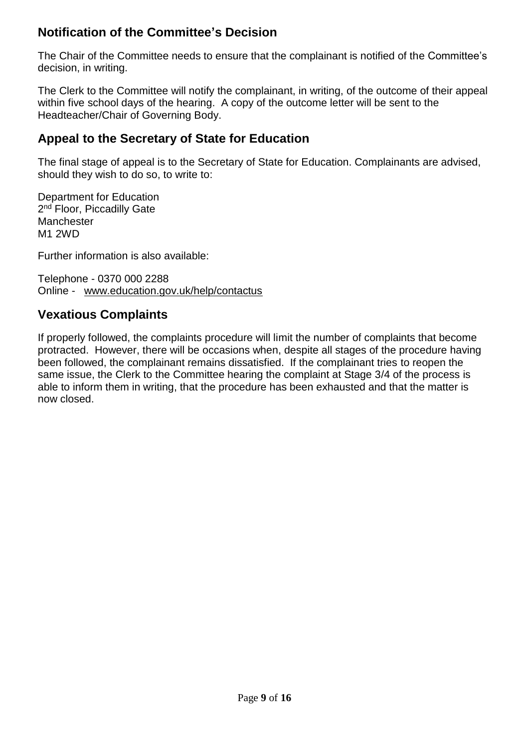## Notification of the Committee's Decision

The Chair of the Committee needs to ensure that the complainant is notified of the Committee's decision, in writing.

The Clerk to the Committee will notify the complainant, in writing, of the outcome of their appeal within five school days of the hearing. A copy of the outcome letter will be sent to the Headteacher/Chair of Governing Body.

## Appeal to the Secretary of State for Education

The final stage of appeal is to the Secretary of State for Education. Complainants are advised, should they wish to do so, to write to:

Department for Education
2nd Floor, Piccadilly Gate
Manchester
M1 2WD

Further information is also available:

Telephone - 0370 000 2288
Online - www.education.gov.uk/help/contactus

## Vexatious Complaints

If properly followed, the complaints procedure will limit the number of complaints that become protracted. However, there will be occasions when, despite all stages of the procedure having been followed, the complainant remains dissatisfied. If the complainant tries to reopen the same issue, the Clerk to the Committee hearing the complaint at Stage 3/4 of the process is able to inform them in writing, that the procedure has been exhausted and that the matter is now closed.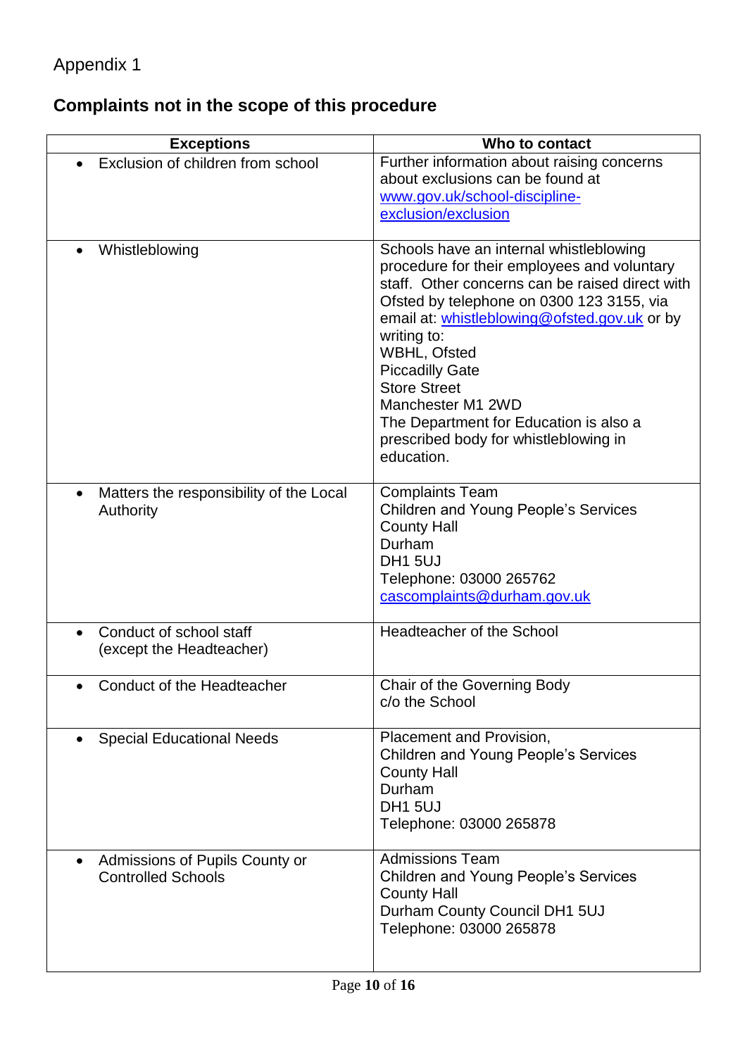Appendix 1

## Complaints not in the scope of this procedure

| Exceptions | Who to contact |
|---|---|
| • Exclusion of children from school | Further information about raising concerns about exclusions can be found at www.gov.uk/school-discipline-exclusion/exclusion |
| • Whistleblowing | Schools have an internal whistleblowing procedure for their employees and voluntary staff. Other concerns can be raised direct with Ofsted by telephone on 0300 123 3155, via email at: whistleblowing@ofsted.gov.uk or by writing to:<br>WBHL, Ofsted<br>Piccadilly Gate<br>Store Street<br>Manchester M1 2WD<br>The Department for Education is also a prescribed body for whistleblowing in education. |
| • Matters the responsibility of the Local Authority | Complaints Team<br>Children and Young People's Services<br>County Hall<br>Durham<br>DH1 5UJ<br>Telephone: 03000 265762<br>cascomplaints@durham.gov.uk |
| • Conduct of school staff (except the Headteacher) | Headteacher of the School |
| • Conduct of the Headteacher | Chair of the Governing Body<br>c/o the School |
| • Special Educational Needs | Placement and Provision,<br>Children and Young People's Services<br>County Hall<br>Durham<br>DH1 5UJ<br>Telephone: 03000 265878 |
| • Admissions of Pupils County or Controlled Schools | Admissions Team<br>Children and Young People's Services<br>County Hall<br>Durham County Council DH1 5UJ<br>Telephone: 03000 265878 |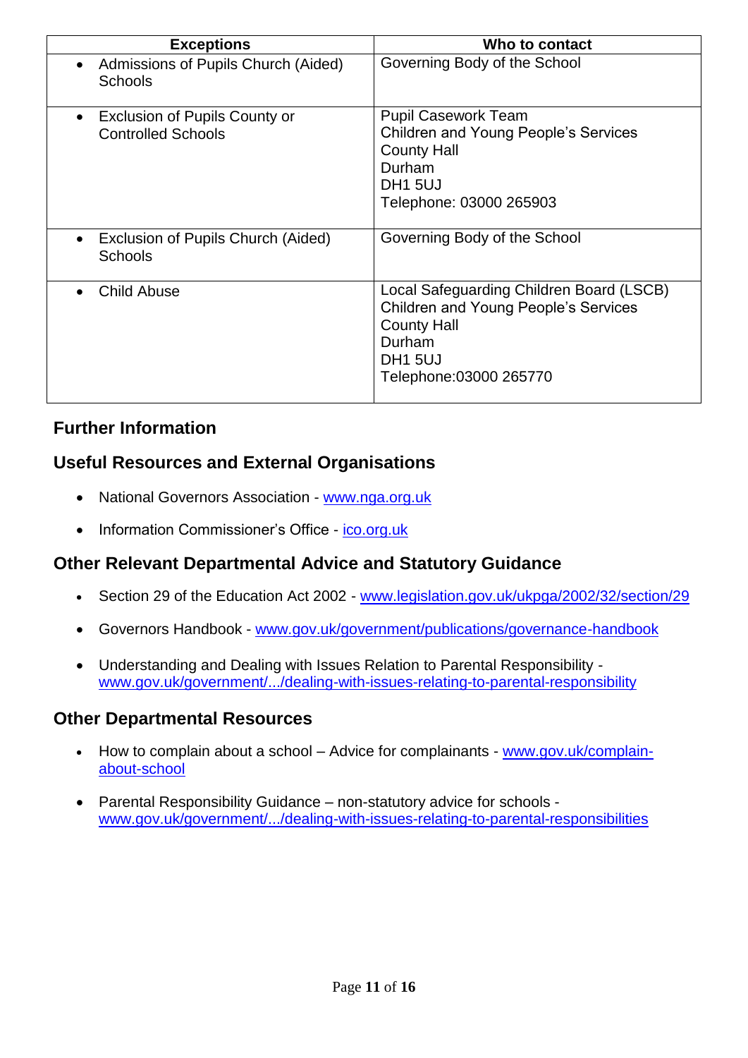| Exceptions | Who to contact |
|---|---|
| • Admissions of Pupils Church (Aided) Schools | Governing Body of the School |
| • Exclusion of Pupils County or Controlled Schools | Pupil Casework Team<br>Children and Young People's Services<br>County Hall<br>Durham<br>DH1 5UJ<br>Telephone: 03000 265903 |
| • Exclusion of Pupils Church (Aided) Schools | Governing Body of the School |
| • Child Abuse | Local Safeguarding Children Board (LSCB)<br>Children and Young People's Services<br>County Hall<br>Durham<br>DH1 5UJ<br>Telephone:03000 265770 |

## Further Information

## Useful Resources and External Organisations

- National Governors Association - www.nga.org.uk
- Information Commissioner's Office - ico.org.uk

## Other Relevant Departmental Advice and Statutory Guidance

- Section 29 of the Education Act 2002 - www.legislation.gov.uk/ukpga/2002/32/section/29
- Governors Handbook - www.gov.uk/government/publications/governance-handbook
- Understanding and Dealing with Issues Relation to Parental Responsibility - www.gov.uk/government/.../dealing-with-issues-relating-to-parental-responsibility

## Other Departmental Resources

- How to complain about a school – Advice for complainants - www.gov.uk/complain-about-school
- Parental Responsibility Guidance – non-statutory advice for schools - www.gov.uk/government/.../dealing-with-issues-relating-to-parental-responsibilities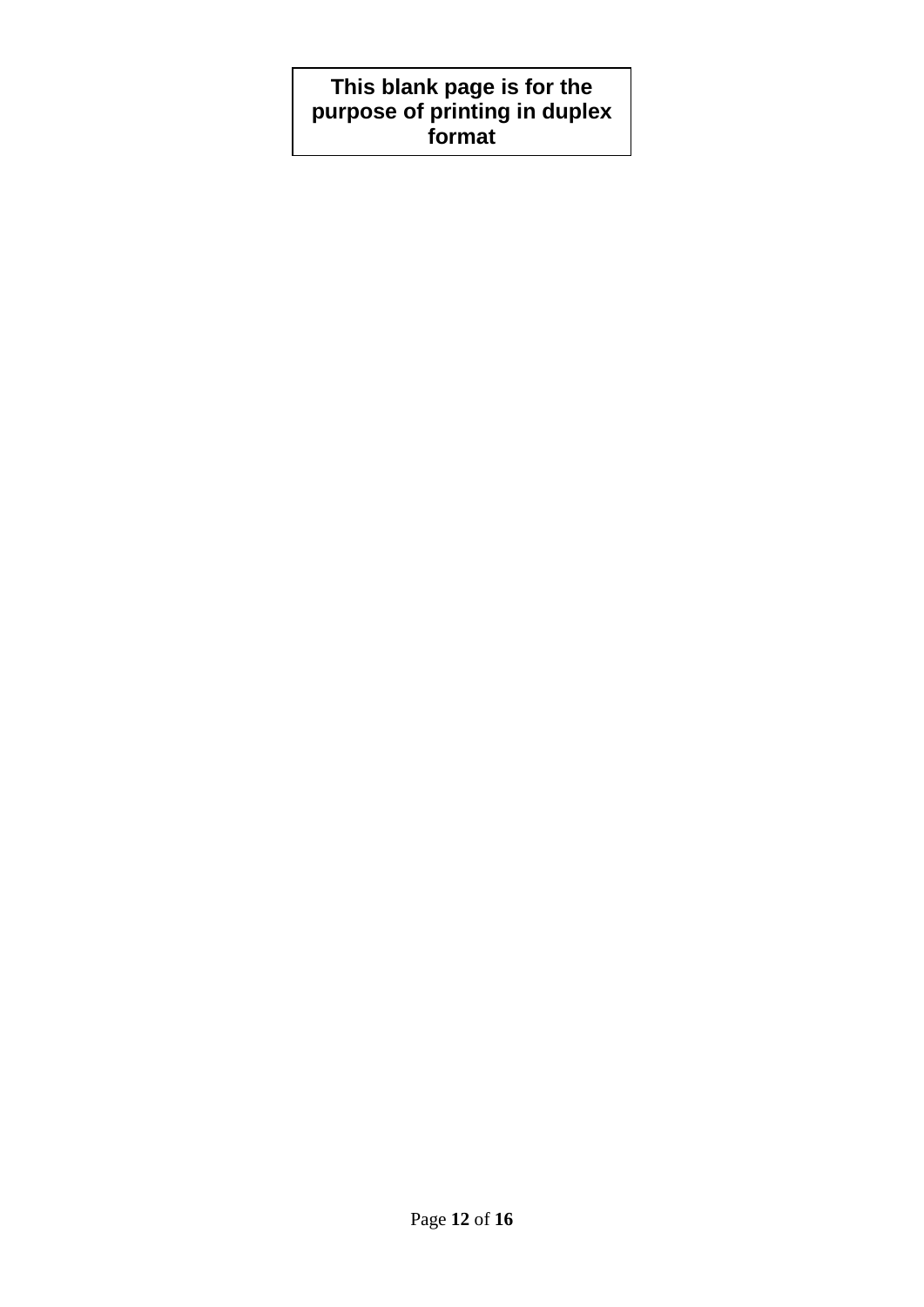**This blank page is for the purpose of printing in duplex format**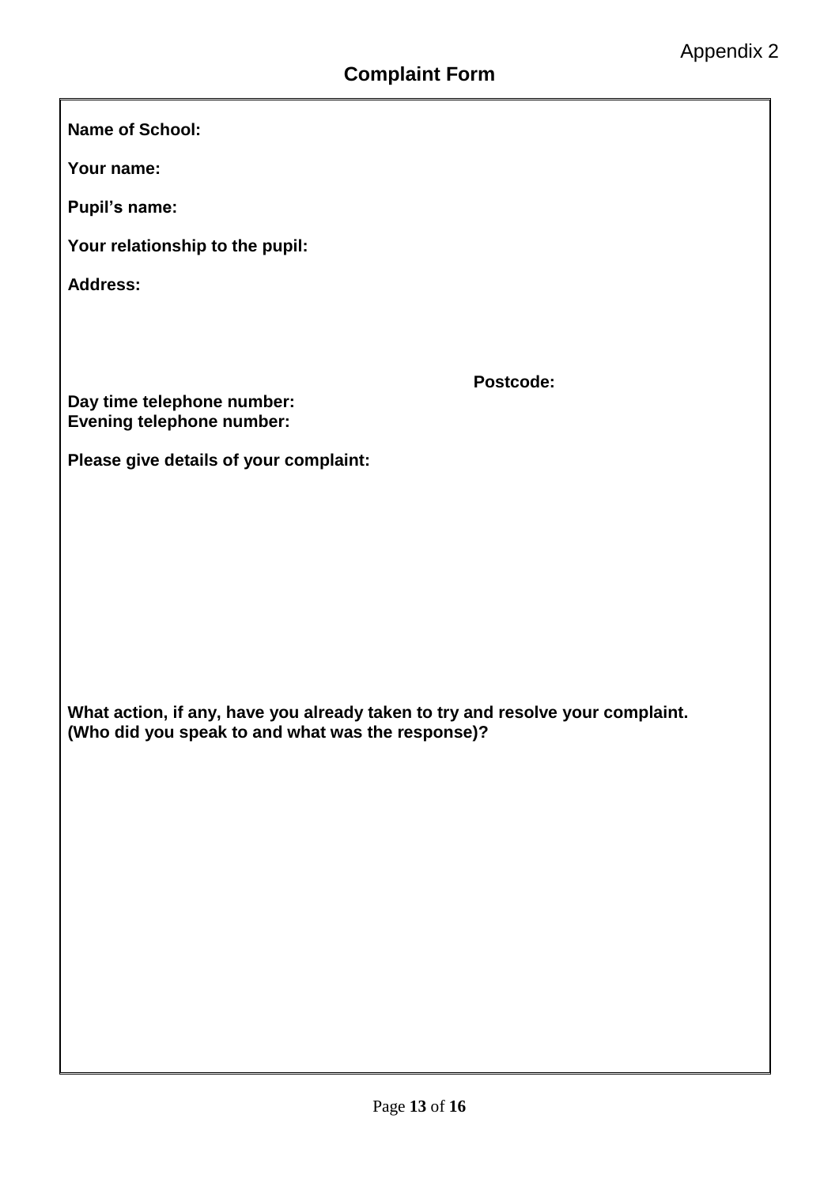Appendix 2

## Complaint Form

**Name of School:**

**Your name:**

**Pupil's name:**

**Your relationship to the pupil:**

**Address:**

**Postcode:**

**Day time telephone number:**
**Evening telephone number:**

**Please give details of your complaint:**

**What action, if any, have you already taken to try and resolve your complaint. (Who did you speak to and what was the response)?**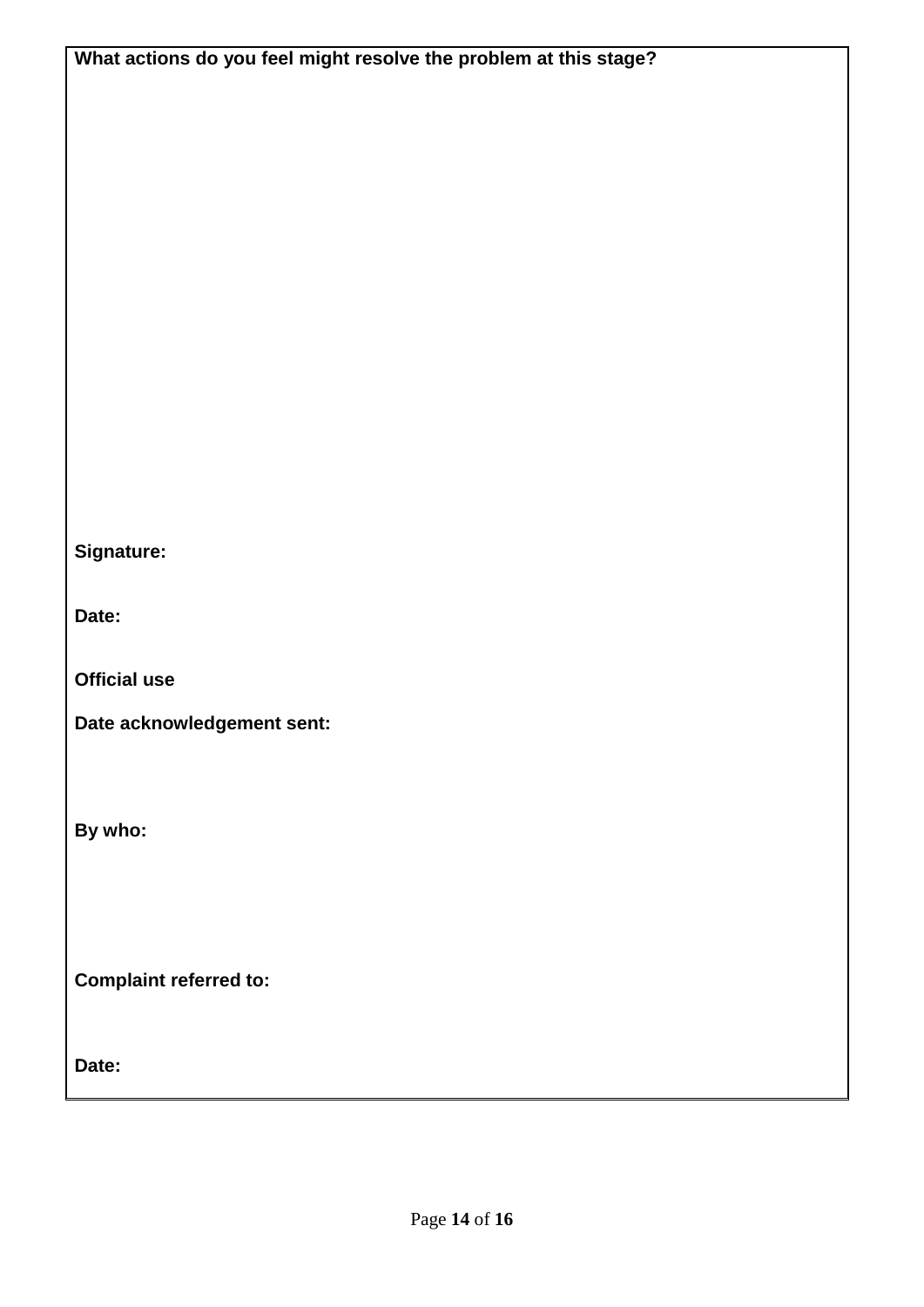**What actions do you feel might resolve the problem at this stage?**

**Signature:**

**Date:**

**Official use**

**Date acknowledgement sent:**

**By who:**

**Complaint referred to:**

**Date:**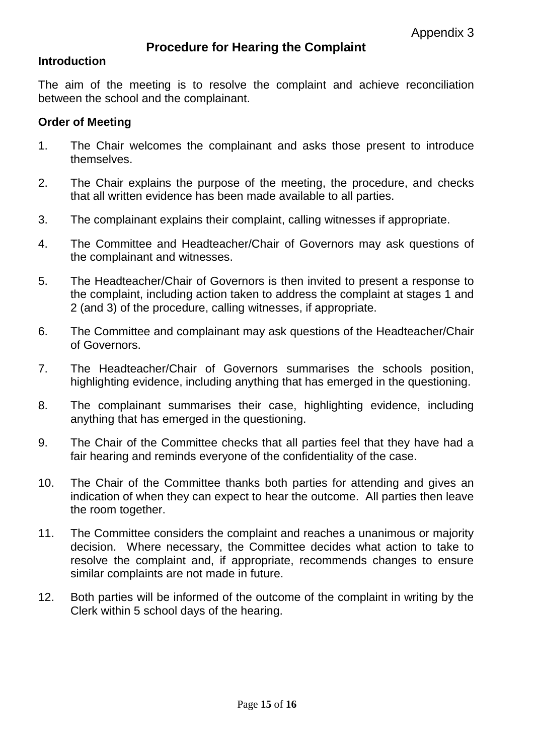Appendix 3

# Procedure for Hearing the Complaint

## Introduction

The aim of the meeting is to resolve the complaint and achieve reconciliation between the school and the complainant.

## Order of Meeting

1. The Chair welcomes the complainant and asks those present to introduce themselves.
2. The Chair explains the purpose of the meeting, the procedure, and checks that all written evidence has been made available to all parties.
3. The complainant explains their complaint, calling witnesses if appropriate.
4. The Committee and Headteacher/Chair of Governors may ask questions of the complainant and witnesses.
5. The Headteacher/Chair of Governors is then invited to present a response to the complaint, including action taken to address the complaint at stages 1 and 2 (and 3) of the procedure, calling witnesses, if appropriate.
6. The Committee and complainant may ask questions of the Headteacher/Chair of Governors.
7. The Headteacher/Chair of Governors summarises the schools position, highlighting evidence, including anything that has emerged in the questioning.
8. The complainant summarises their case, highlighting evidence, including anything that has emerged in the questioning.
9. The Chair of the Committee checks that all parties feel that they have had a fair hearing and reminds everyone of the confidentiality of the case.
10. The Chair of the Committee thanks both parties for attending and gives an indication of when they can expect to hear the outcome. All parties then leave the room together.
11. The Committee considers the complaint and reaches a unanimous or majority decision. Where necessary, the Committee decides what action to take to resolve the complaint and, if appropriate, recommends changes to ensure similar complaints are not made in future.
12. Both parties will be informed of the outcome of the complaint in writing by the Clerk within 5 school days of the hearing.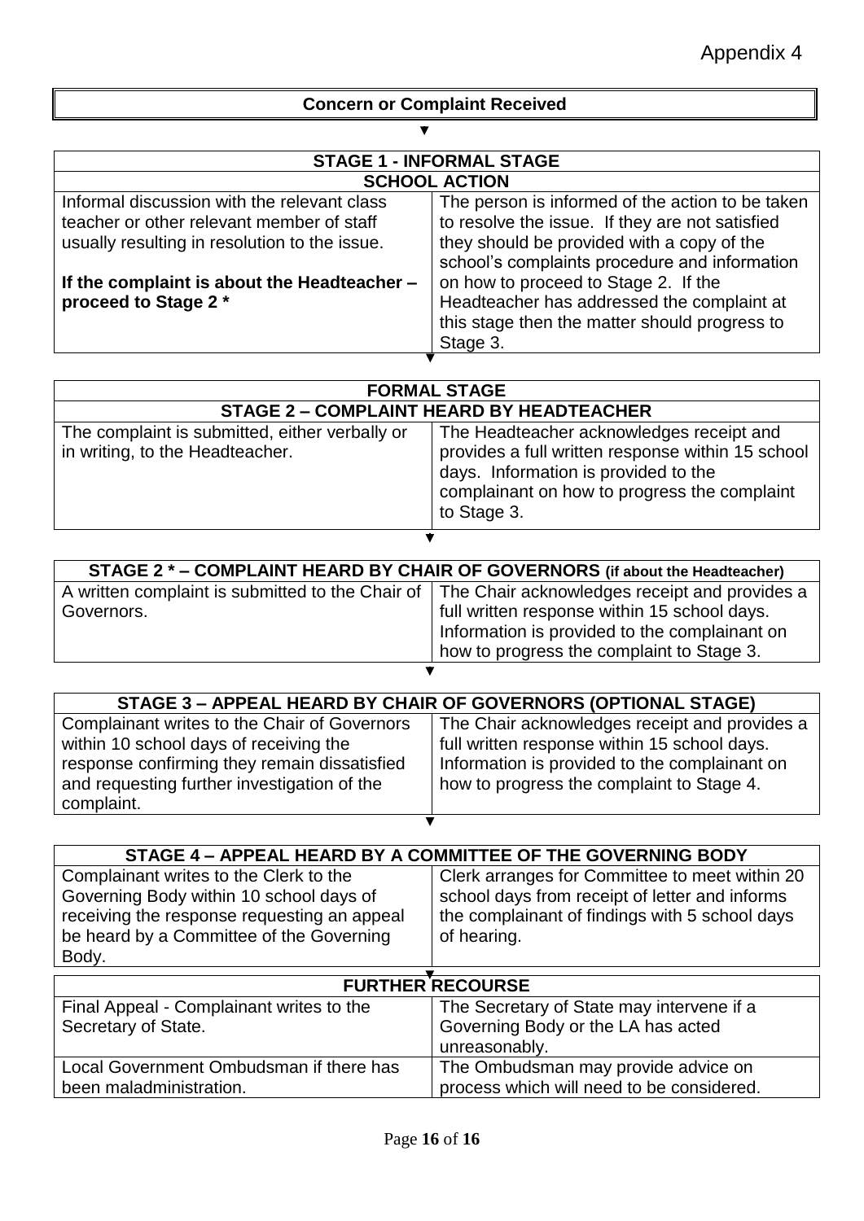Appendix 4

**Concern or Complaint Received**

▼

| STAGE 1 - INFORMAL STAGE | |
|---|---|
| **SCHOOL ACTION** | |
| Informal discussion with the relevant class teacher or other relevant member of staff usually resulting in resolution to the issue.<br><br>**If the complaint is about the Headteacher – proceed to Stage 2 *** | The person is informed of the action to be taken to resolve the issue. If they are not satisfied they should be provided with a copy of the school's complaints procedure and information on how to proceed to Stage 2. If the Headteacher has addressed the complaint at this stage then the matter should progress to Stage 3. |

▼

| FORMAL STAGE | |
|---|---|
| **STAGE 2 – COMPLAINT HEARD BY HEADTEACHER** | |
| The complaint is submitted, either verbally or in writing, to the Headteacher. | The Headteacher acknowledges receipt and provides a full written response within 15 school days. Information is provided to the complainant on how to progress the complaint to Stage 3. |

▼

| STAGE 2 * – COMPLAINT HEARD BY CHAIR OF GOVERNORS (if about the Headteacher) | |
|---|---|
| A written complaint is submitted to the Chair of Governors. | The Chair acknowledges receipt and provides a full written response within 15 school days. Information is provided to the complainant on how to progress the complaint to Stage 3. |

▼

| STAGE 3 – APPEAL HEARD BY CHAIR OF GOVERNORS (OPTIONAL STAGE) | |
|---|---|
| Complainant writes to the Chair of Governors within 10 school days of receiving the response confirming they remain dissatisfied and requesting further investigation of the complaint. | The Chair acknowledges receipt and provides a full written response within 15 school days. Information is provided to the complainant on how to progress the complaint to Stage 4. |

▼

| STAGE 4 – APPEAL HEARD BY A COMMITTEE OF THE GOVERNING BODY | |
|---|---|
| Complainant writes to the Clerk to the Governing Body within 10 school days of receiving the response requesting an appeal be heard by a Committee of the Governing Body. | Clerk arranges for Committee to meet within 20 school days from receipt of letter and informs the complainant of findings with 5 school days of hearing. |

▼

| FURTHER RECOURSE | |
|---|---|
| Final Appeal - Complainant writes to the Secretary of State. | The Secretary of State may intervene if a Governing Body or the LA has acted unreasonably. |
| Local Government Ombudsman if there has been maladministration. | The Ombudsman may provide advice on process which will need to be considered. |